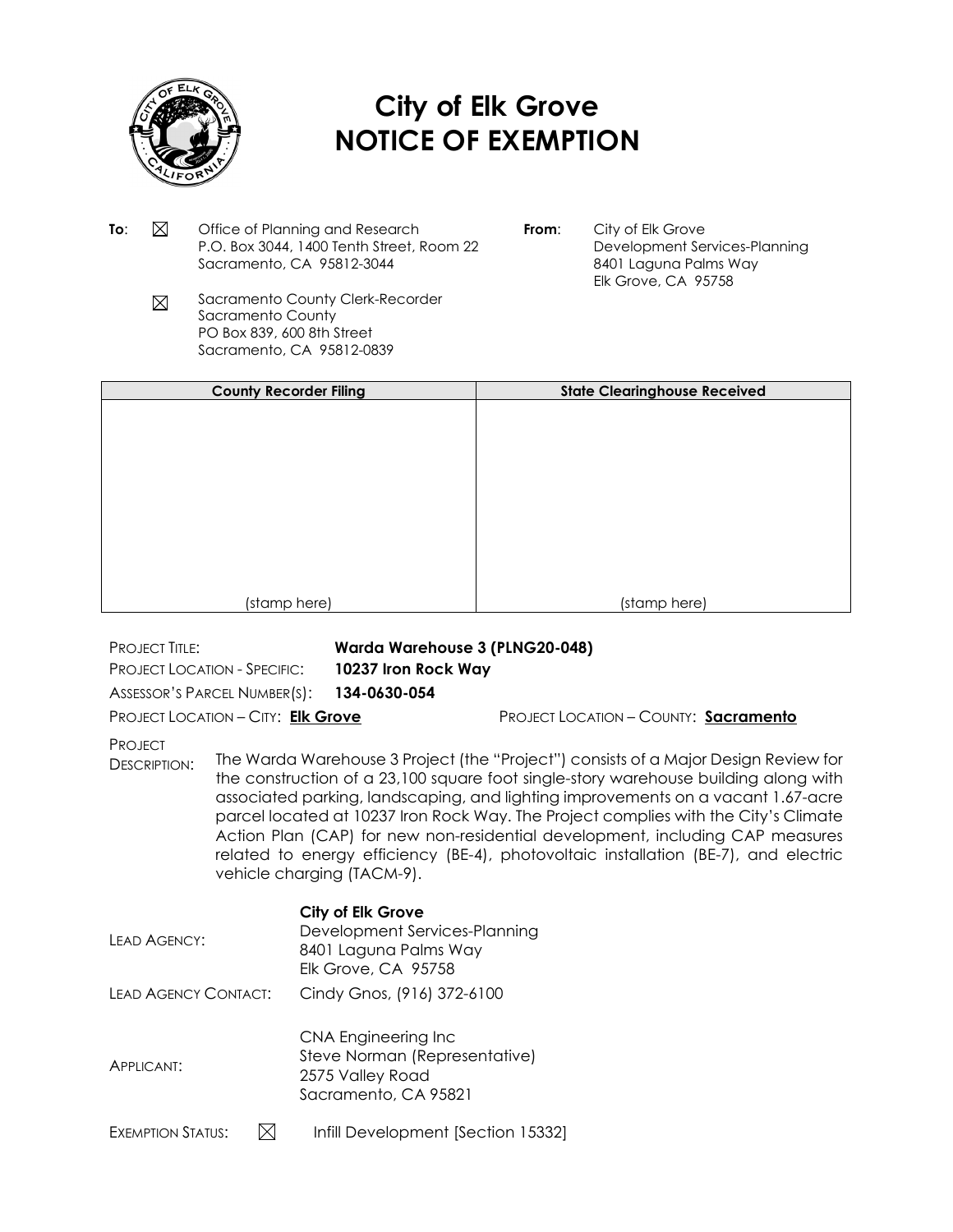# City of Elk Grove
# NOTICE OF EXEMPTION

**To**: ☒ Office of Planning and Research
P.O. Box 3044, 1400 Tenth Street, Room 22
Sacramento, CA 95812-3044

☒ Sacramento County Clerk-Recorder
Sacramento County
PO Box 839, 600 8th Street
Sacramento, CA 95812-0839

**From**: City of Elk Grove
Development Services-Planning
8401 Laguna Palms Way
Elk Grove, CA 95758

| County Recorder Filing | State Clearinghouse Received |
|---|---|
| (stamp here) | (stamp here) |

PROJECT TITLE: **Warda Warehouse 3 (PLNG20-048)**

PROJECT LOCATION - SPECIFIC: **10237 Iron Rock Way**

ASSESSOR'S PARCEL NUMBER(S): **134-0630-054**

PROJECT LOCATION – CITY: **Elk Grove** PROJECT LOCATION – COUNTY: **Sacramento**

PROJECT DESCRIPTION: The Warda Warehouse 3 Project (the "Project") consists of a Major Design Review for the construction of a 23,100 square foot single-story warehouse building along with associated parking, landscaping, and lighting improvements on a vacant 1.67-acre parcel located at 10237 Iron Rock Way. The Project complies with the City's Climate Action Plan (CAP) for new non-residential development, including CAP measures related to energy efficiency (BE-4), photovoltaic installation (BE-7), and electric vehicle charging (TACM-9).

LEAD AGENCY: **City of Elk Grove**
Development Services-Planning
8401 Laguna Palms Way
Elk Grove, CA 95758

LEAD AGENCY CONTACT: Cindy Gnos, (916) 372-6100

APPLICANT: CNA Engineering Inc
Steve Norman (Representative)
2575 Valley Road
Sacramento, CA 95821

EXEMPTION STATUS: ☒ Infill Development [Section 15332]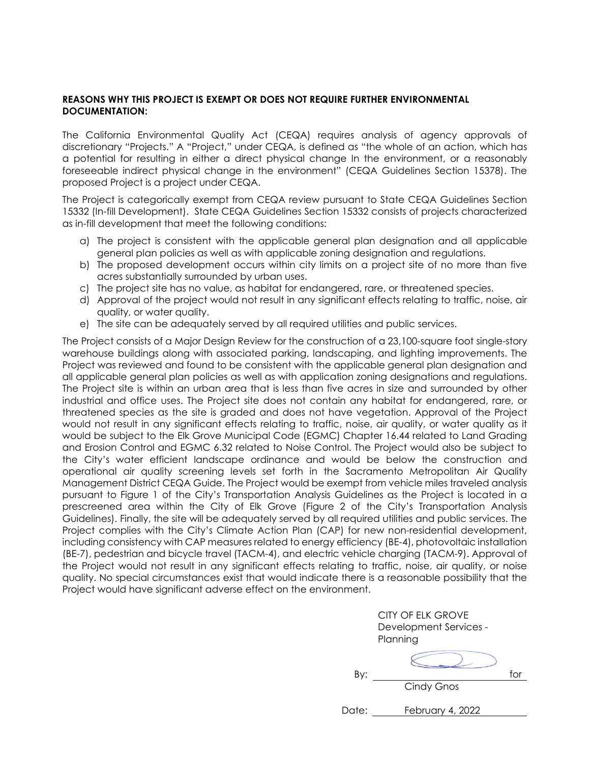**REASONS WHY THIS PROJECT IS EXEMPT OR DOES NOT REQUIRE FURTHER ENVIRONMENTAL DOCUMENTATION:**

The California Environmental Quality Act (CEQA) requires analysis of agency approvals of discretionary "Projects." A "Project," under CEQA, is defined as "the whole of an action, which has a potential for resulting in either a direct physical change In the environment, or a reasonably foreseeable indirect physical change in the environment" (CEQA Guidelines Section 15378). The proposed Project is a project under CEQA.

The Project is categorically exempt from CEQA review pursuant to State CEQA Guidelines Section 15332 (In-fill Development). State CEQA Guidelines Section 15332 consists of projects characterized as in-fill development that meet the following conditions:

a) The project is consistent with the applicable general plan designation and all applicable general plan policies as well as with applicable zoning designation and regulations.
b) The proposed development occurs within city limits on a project site of no more than five acres substantially surrounded by urban uses.
c) The project site has no value, as habitat for endangered, rare, or threatened species.
d) Approval of the project would not result in any significant effects relating to traffic, noise, air quality, or water quality.
e) The site can be adequately served by all required utilities and public services.

The Project consists of a Major Design Review for the construction of a 23,100-square foot single-story warehouse buildings along with associated parking, landscaping, and lighting improvements. The Project was reviewed and found to be consistent with the applicable general plan designation and all applicable general plan policies as well as with application zoning designations and regulations. The Project site is within an urban area that is less than five acres in size and surrounded by other industrial and office uses. The Project site does not contain any habitat for endangered, rare, or threatened species as the site is graded and does not have vegetation. Approval of the Project would not result in any significant effects relating to traffic, noise, air quality, or water quality as it would be subject to the Elk Grove Municipal Code (EGMC) Chapter 16.44 related to Land Grading and Erosion Control and EGMC 6.32 related to Noise Control. The Project would also be subject to the City's water efficient landscape ordinance and would be below the construction and operational air quality screening levels set forth in the Sacramento Metropolitan Air Quality Management District CEQA Guide. The Project would be exempt from vehicle miles traveled analysis pursuant to Figure 1 of the City's Transportation Analysis Guidelines as the Project is located in a prescreened area within the City of Elk Grove (Figure 2 of the City's Transportation Analysis Guidelines). Finally, the site will be adequately served by all required utilities and public services. The Project complies with the City's Climate Action Plan (CAP) for new non-residential development, including consistency with CAP measures related to energy efficiency (BE-4), photovoltaic installation (BE-7), pedestrian and bicycle travel (TACM-4), and electric vehicle charging (TACM-9). Approval of the Project would not result in any significant effects relating to traffic, noise, air quality, or noise quality. No special circumstances exist that would indicate there is a reasonable possibility that the Project would have significant adverse effect on the environment.

CITY OF ELK GROVE
Development Services - Planning

By: ______________________ for
Cindy Gnos

Date: February 4, 2022